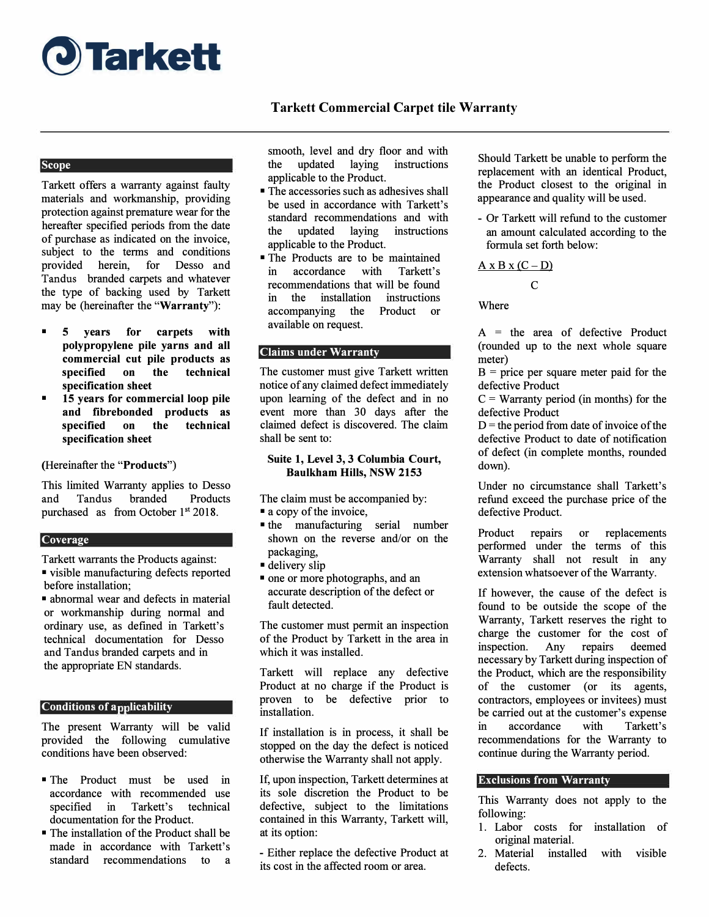Tarkett

# Tarkett Commercial Carpet tile Warranty

## Scope

Tarkett offers a warranty against faulty materials and workmanship, providing protection against premature wear for the hereafter specified periods from the date of purchase as indicated on the invoice, subject to the terms and conditions provided herein, for Desso and Tandus branded carpets and whatever the type of backing used by Tarkett may be (hereinafter the "**Warranty**"):

- **5 years for carpets with polypropylene pile yarns and all commercial cut pile products as specified on the technical specification sheet**
- **15 years for commercial loop pile and fibrebonded products as specified on the technical specification sheet**

(Hereinafter the "**Products**")

This limited Warranty applies to Desso and Tandus branded Products purchased as from October 1st 2018.

## Coverage

Tarkett warrants the Products against:

- visible manufacturing defects reported before installation;
- abnormal wear and defects in material or workmanship during normal and ordinary use, as defined in Tarkett's technical documentation for Desso and Tandus branded carpets and in the appropriate EN standards.

## Conditions of applicability

The present Warranty will be valid provided the following cumulative conditions have been observed:

- The Product must be used in accordance with recommended use specified in Tarkett's technical documentation for the Product.
- The installation of the Product shall be made in accordance with Tarkett's standard recommendations to a smooth, level and dry floor and with the updated laying instructions applicable to the Product.
- The accessories such as adhesives shall be used in accordance with Tarkett's standard recommendations and with the updated laying instructions applicable to the Product.
- The Products are to be maintained in accordance with Tarkett's recommendations that will be found in the installation instructions accompanying the Product or available on request.

## Claims under Warranty

The customer must give Tarkett written notice of any claimed defect immediately upon learning of the defect and in no event more than 30 days after the claimed defect is discovered. The claim shall be sent to:

**Suite 1, Level 3, 3 Columbia Court, Baulkham Hills, NSW 2153**

The claim must be accompanied by:

- a copy of the invoice,
- the manufacturing serial number shown on the reverse and/or on the packaging,
- delivery slip
- one or more photographs, and an accurate description of the defect or fault detected.

The customer must permit an inspection of the Product by Tarkett in the area in which it was installed.

Tarkett will replace any defective Product at no charge if the Product is proven to be defective prior to installation.

If installation is in process, it shall be stopped on the day the defect is noticed otherwise the Warranty shall not apply.

If, upon inspection, Tarkett determines at its sole discretion the Product to be defective, subject to the limitations contained in this Warranty, Tarkett will, at its option:

- Either replace the defective Product at its cost in the affected room or area.

Should Tarkett be unable to perform the replacement with an identical Product, the Product closest to the original in appearance and quality will be used.

- Or Tarkett will refund to the customer an amount calculated according to the formula set forth below:

$$\frac{A \times B \times (C - D)}{C}$$

Where

A = the area of defective Product (rounded up to the next whole square meter)
B = price per square meter paid for the defective Product
C = Warranty period (in months) for the defective Product
D = the period from date of invoice of the defective Product to date of notification of defect (in complete months, rounded down).

Under no circumstance shall Tarkett's refund exceed the purchase price of the defective Product.

Product repairs or replacements performed under the terms of this Warranty shall not result in any extension whatsoever of the Warranty.

If however, the cause of the defect is found to be outside the scope of the Warranty, Tarkett reserves the right to charge the customer for the cost of inspection. Any repairs deemed necessary by Tarkett during inspection of the Product, which are the responsibility of the customer (or its agents, contractors, employees or invitees) must be carried out at the customer's expense in accordance with Tarkett's recommendations for the Warranty to continue during the Warranty period.

## Exclusions from Warranty

This Warranty does not apply to the following:

1. Labor costs for installation of original material.
2. Material installed with visible defects.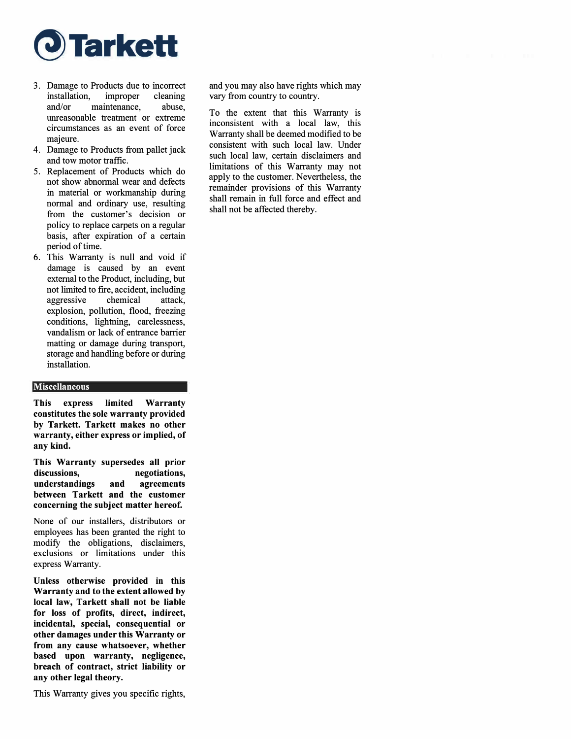3. Damage to Products due to incorrect installation, improper cleaning and/or maintenance, abuse, unreasonable treatment or extreme circumstances as an event of force majeure.
4. Damage to Products from pallet jack and tow motor traffic.
5. Replacement of Products which do not show abnormal wear and defects in material or workmanship during normal and ordinary use, resulting from the customer's decision or policy to replace carpets on a regular basis, after expiration of a certain period of time.
6. This Warranty is null and void if damage is caused by an event external to the Product, including, but not limited to fire, accident, including aggressive chemical attack, explosion, pollution, flood, freezing conditions, lightning, carelessness, vandalism or lack of entrance barrier matting or damage during transport, storage and handling before or during installation.

## Miscellaneous

**This express limited Warranty constitutes the sole warranty provided by Tarkett. Tarkett makes no other warranty, either express or implied, of any kind.**

**This Warranty supersedes all prior discussions, negotiations, understandings and agreements between Tarkett and the customer concerning the subject matter hereof.**

None of our installers, distributors or employees has been granted the right to modify the obligations, disclaimers, exclusions or limitations under this express Warranty.

**Unless otherwise provided in this Warranty and to the extent allowed by local law, Tarkett shall not be liable for loss of profits, direct, indirect, incidental, special, consequential or other damages under this Warranty or from any cause whatsoever, whether based upon warranty, negligence, breach of contract, strict liability or any other legal theory.**

This Warranty gives you specific rights, and you may also have rights which may vary from country to country.

To the extent that this Warranty is inconsistent with a local law, this Warranty shall be deemed modified to be consistent with such local law. Under such local law, certain disclaimers and limitations of this Warranty may not apply to the customer. Nevertheless, the remainder provisions of this Warranty shall remain in full force and effect and shall not be affected thereby.